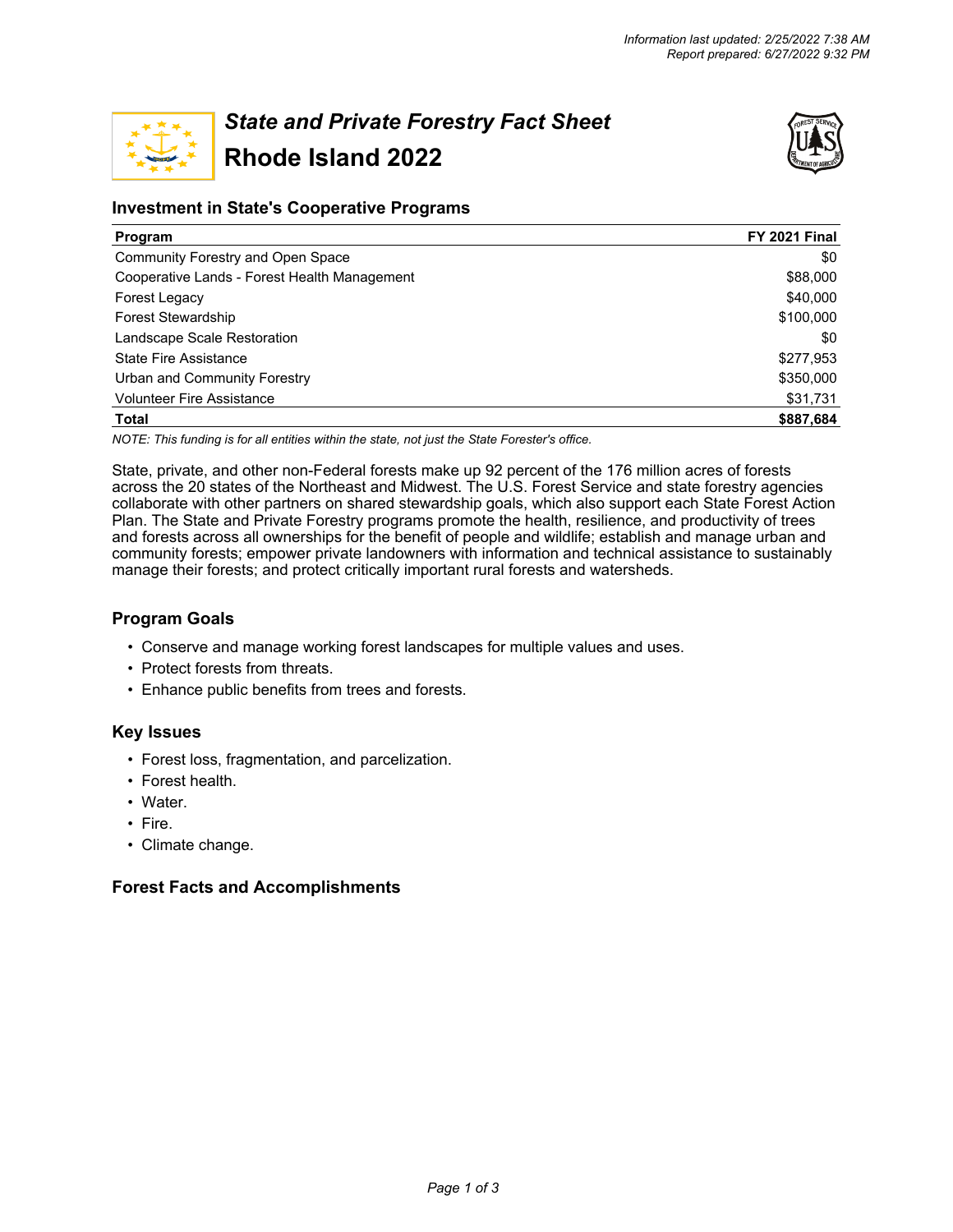Information last updated: 2/25/2022 7:38 AM
Report prepared: 6/27/2022 9:32 PM

# *State and Private Forestry Fact Sheet*
# Rhode Island 2022

## Investment in State's Cooperative Programs

| Program | FY 2021 Final |
|---|---:|
| Community Forestry and Open Space | $0 |
| Cooperative Lands - Forest Health Management | $88,000 |
| Forest Legacy | $40,000 |
| Forest Stewardship | $100,000 |
| Landscape Scale Restoration | $0 |
| State Fire Assistance | $277,953 |
| Urban and Community Forestry | $350,000 |
| Volunteer Fire Assistance | $31,731 |
| **Total** | **$887,684** |

*NOTE: This funding is for all entities within the state, not just the State Forester's office.*

State, private, and other non-Federal forests make up 92 percent of the 176 million acres of forests across the 20 states of the Northeast and Midwest. The U.S. Forest Service and state forestry agencies collaborate with other partners on shared stewardship goals, which also support each State Forest Action Plan. The State and Private Forestry programs promote the health, resilience, and productivity of trees and forests across all ownerships for the benefit of people and wildlife; establish and manage urban and community forests; empower private landowners with information and technical assistance to sustainably manage their forests; and protect critically important rural forests and watersheds.

## Program Goals

- Conserve and manage working forest landscapes for multiple values and uses.
- Protect forests from threats.
- Enhance public benefits from trees and forests.

## Key Issues

- Forest loss, fragmentation, and parcelization.
- Forest health.
- Water.
- Fire.
- Climate change.

## Forest Facts and Accomplishments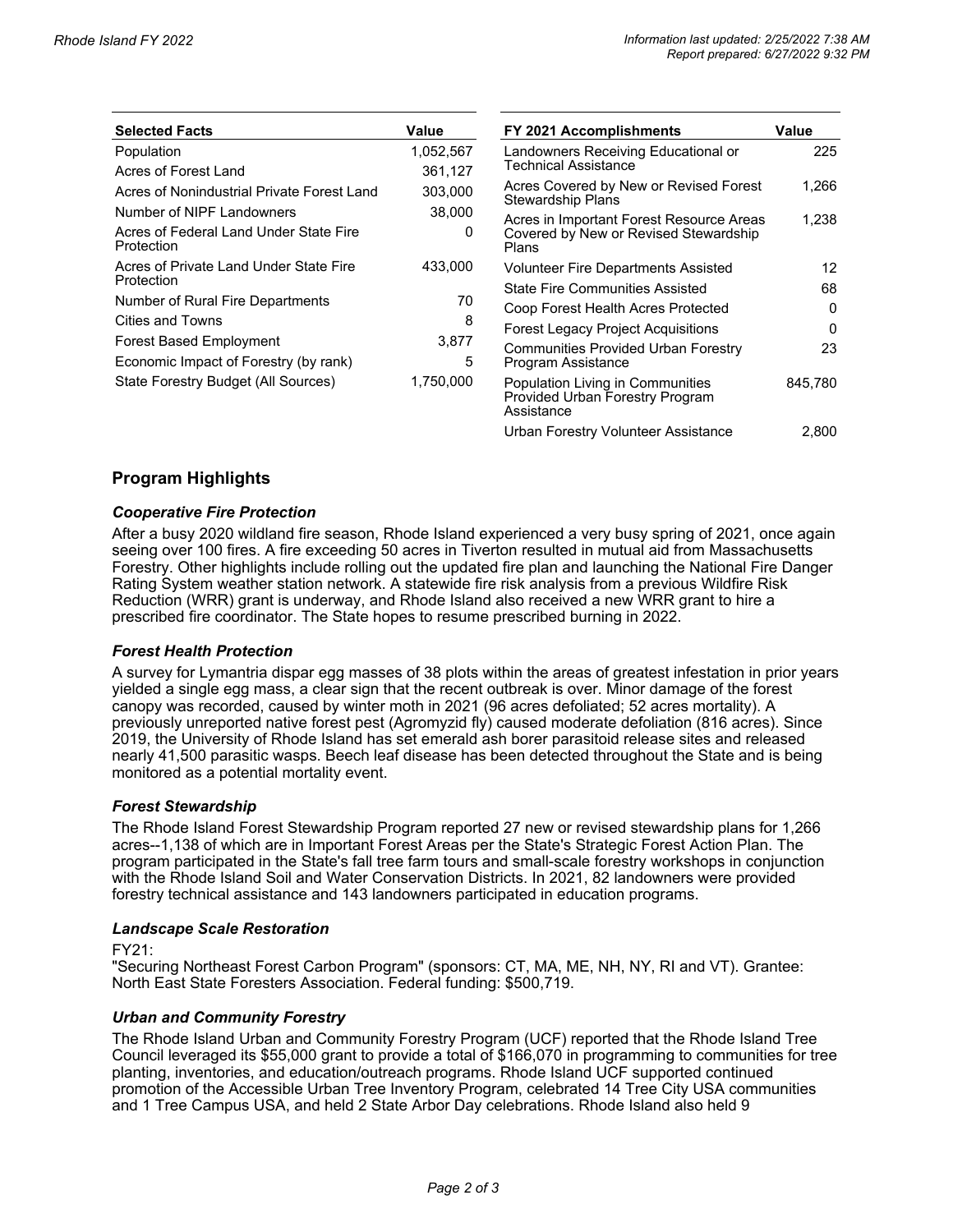| Selected Facts | Value |
|---|---|
| Population | 1,052,567 |
| Acres of Forest Land | 361,127 |
| Acres of Nonindustrial Private Forest Land | 303,000 |
| Number of NIPF Landowners | 38,000 |
| Acres of Federal Land Under State Fire Protection | 0 |
| Acres of Private Land Under State Fire Protection | 433,000 |
| Number of Rural Fire Departments | 70 |
| Cities and Towns | 8 |
| Forest Based Employment | 3,877 |
| Economic Impact of Forestry (by rank) | 5 |
| State Forestry Budget (All Sources) | 1,750,000 |

| FY 2021 Accomplishments | Value |
|---|---|
| Landowners Receiving Educational or Technical Assistance | 225 |
| Acres Covered by New or Revised Forest Stewardship Plans | 1,266 |
| Acres in Important Forest Resource Areas Covered by New or Revised Stewardship Plans | 1,238 |
| Volunteer Fire Departments Assisted | 12 |
| State Fire Communities Assisted | 68 |
| Coop Forest Health Acres Protected | 0 |
| Forest Legacy Project Acquisitions | 0 |
| Communities Provided Urban Forestry Program Assistance | 23 |
| Population Living in Communities Provided Urban Forestry Program Assistance | 845,780 |
| Urban Forestry Volunteer Assistance | 2,800 |

## Program Highlights

### *Cooperative Fire Protection*

After a busy 2020 wildland fire season, Rhode Island experienced a very busy spring of 2021, once again seeing over 100 fires. A fire exceeding 50 acres in Tiverton resulted in mutual aid from Massachusetts Forestry. Other highlights include rolling out the updated fire plan and launching the National Fire Danger Rating System weather station network. A statewide fire risk analysis from a previous Wildfire Risk Reduction (WRR) grant is underway, and Rhode Island also received a new WRR grant to hire a prescribed fire coordinator. The State hopes to resume prescribed burning in 2022.

### *Forest Health Protection*

A survey for Lymantria dispar egg masses of 38 plots within the areas of greatest infestation in prior years yielded a single egg mass, a clear sign that the recent outbreak is over. Minor damage of the forest canopy was recorded, caused by winter moth in 2021 (96 acres defoliated; 52 acres mortality). A previously unreported native forest pest (Agromyzid fly) caused moderate defoliation (816 acres). Since 2019, the University of Rhode Island has set emerald ash borer parasitoid release sites and released nearly 41,500 parasitic wasps. Beech leaf disease has been detected throughout the State and is being monitored as a potential mortality event.

### *Forest Stewardship*

The Rhode Island Forest Stewardship Program reported 27 new or revised stewardship plans for 1,266 acres--1,138 of which are in Important Forest Areas per the State's Strategic Forest Action Plan. The program participated in the State's fall tree farm tours and small-scale forestry workshops in conjunction with the Rhode Island Soil and Water Conservation Districts. In 2021, 82 landowners were provided forestry technical assistance and 143 landowners participated in education programs.

### *Landscape Scale Restoration*

FY21:
"Securing Northeast Forest Carbon Program" (sponsors: CT, MA, ME, NH, NY, RI and VT). Grantee: North East State Foresters Association. Federal funding: $500,719.

### *Urban and Community Forestry*

The Rhode Island Urban and Community Forestry Program (UCF) reported that the Rhode Island Tree Council leveraged its $55,000 grant to provide a total of $166,070 in programming to communities for tree planting, inventories, and education/outreach programs. Rhode Island UCF supported continued promotion of the Accessible Urban Tree Inventory Program, celebrated 14 Tree City USA communities and 1 Tree Campus USA, and held 2 State Arbor Day celebrations. Rhode Island also held 9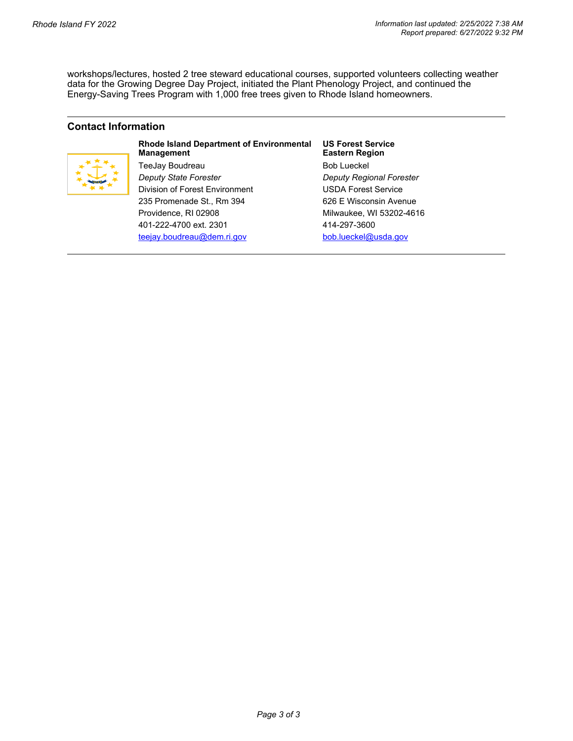workshops/lectures, hosted 2 tree steward educational courses, supported volunteers collecting weather data for the Growing Degree Day Project, initiated the Plant Phenology Project, and continued the Energy-Saving Trees Program with 1,000 free trees given to Rhode Island homeowners.

## Contact Information

**Rhode Island Department of Environmental Management**

TeeJay Boudreau
*Deputy State Forester*
Division of Forest Environment
235 Promenade St., Rm 394
Providence, RI 02908
401-222-4700 ext. 2301
teejay.boudreau@dem.ri.gov

**US Forest Service Eastern Region**

Bob Lueckel
*Deputy Regional Forester*
USDA Forest Service
626 E Wisconsin Avenue
Milwaukee, WI 53202-4616
414-297-3600
bob.lueckel@usda.gov